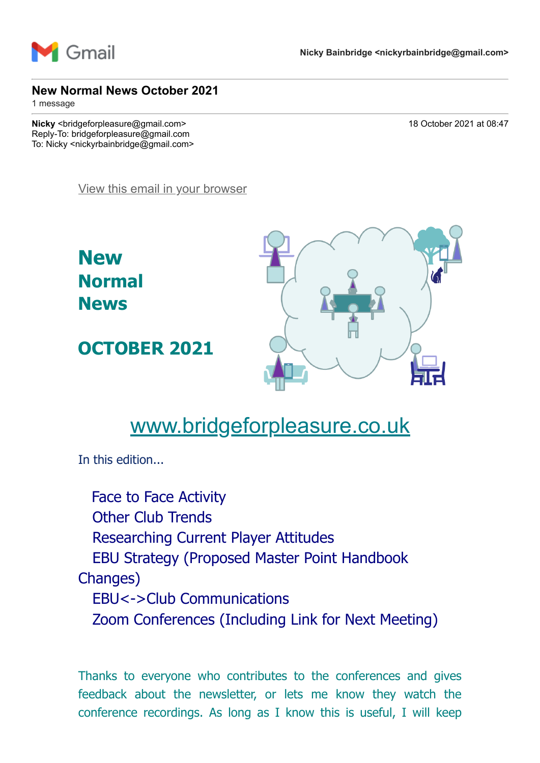Gmail — Nicky Bainbridge <nickyrbainbridge@gmail.com>

# New Normal News October 2021

1 message

**Nicky** <bridgeforpleasure@gmail.com> — 18 October 2021 at 08:47
Reply-To: bridgeforpleasure@gmail.com
To: Nicky <nickyrbainbridge@gmail.com>

View this email in your browser

## New Normal News

## OCTOBER 2021

www.bridgeforpleasure.co.uk

In this edition...

- Face to Face Activity
- Other Club Trends
- Researching Current Player Attitudes
- EBU Strategy (Proposed Master Point Handbook Changes)
- EBU<->Club Communications
- Zoom Conferences (Including Link for Next Meeting)

Thanks to everyone who contributes to the conferences and gives feedback about the newsletter, or lets me know they watch the conference recordings. As long as I know this is useful, I will keep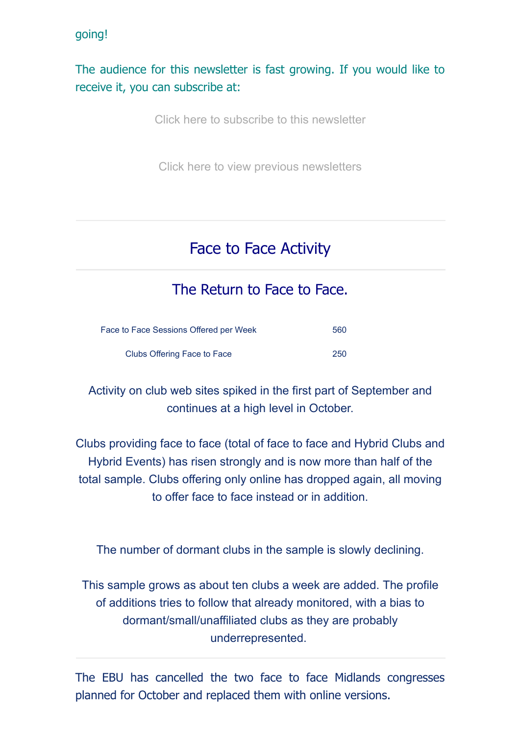going!

The audience for this newsletter is fast growing. If you would like to receive it, you can subscribe at:

Click here to subscribe to this newsletter

Click here to view previous newsletters

---

## Face to Face Activity

---

### The Return to Face to Face.

| | |
|---|---|
| Face to Face Sessions Offered per Week | 560 |
| Clubs Offering Face to Face | 250 |

Activity on club web sites spiked in the first part of September and continues at a high level in October.

Clubs providing face to face (total of face to face and Hybrid Clubs and Hybrid Events) has risen strongly and is now more than half of the total sample. Clubs offering only online has dropped again, all moving to offer face to face instead or in addition.

The number of dormant clubs in the sample is slowly declining.

This sample grows as about ten clubs a week are added. The profile of additions tries to follow that already monitored, with a bias to dormant/small/unaffiliated clubs as they are probably underrepresented.

---

The EBU has cancelled the two face to face Midlands congresses planned for October and replaced them with online versions.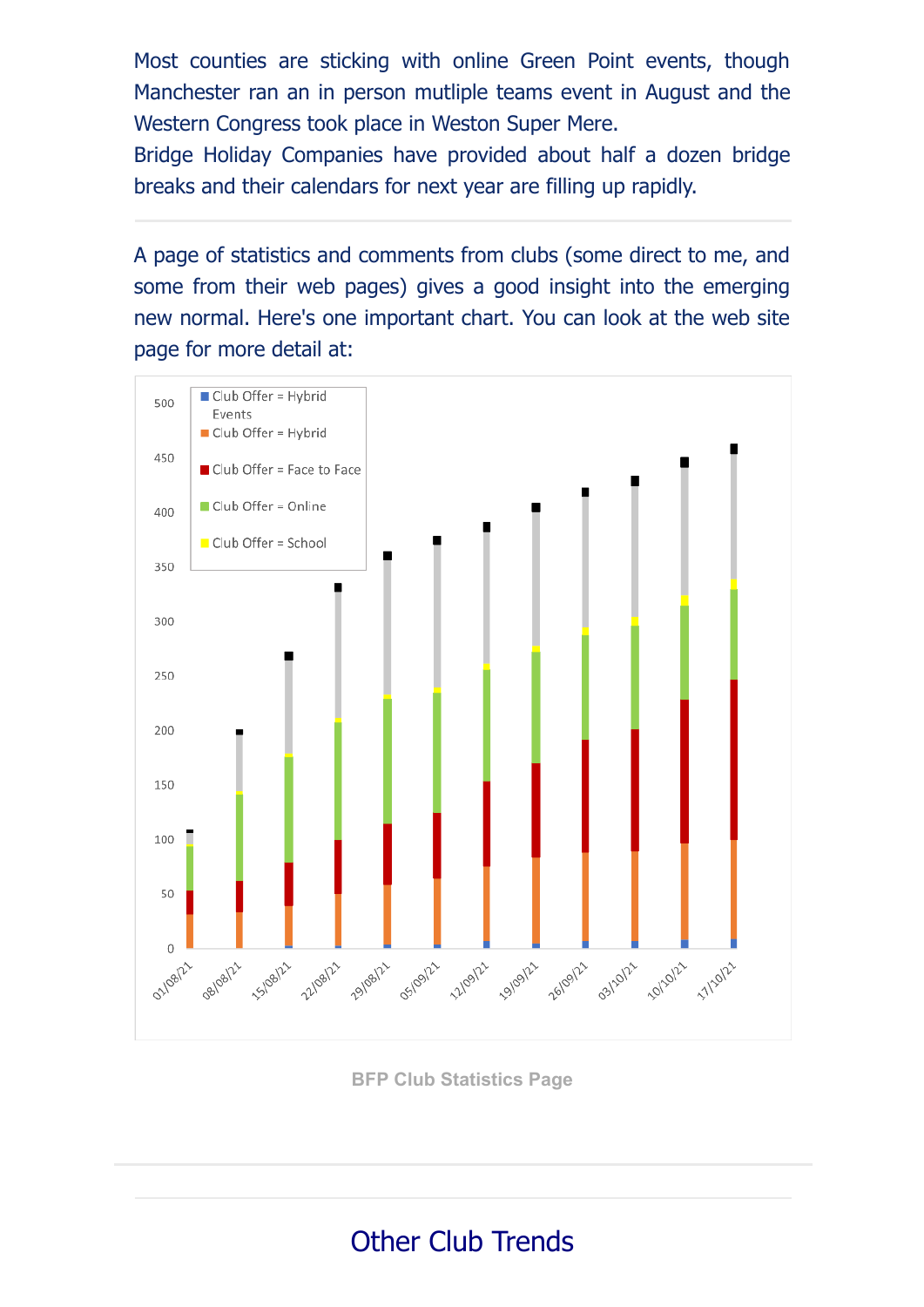Most counties are sticking with online Green Point events, though Manchester ran an in person mutliple teams event in August and the Western Congress took place in Weston Super Mere.
Bridge Holiday Companies have provided about half a dozen bridge breaks and their calendars for next year are filling up rapidly.

---

A page of statistics and comments from clubs (some direct to me, and some from their web pages) gives a good insight into the emerging new normal. Here's one important chart. You can look at the web site page for more detail at:

BFP Club Statistics Page

---

## Other Club Trends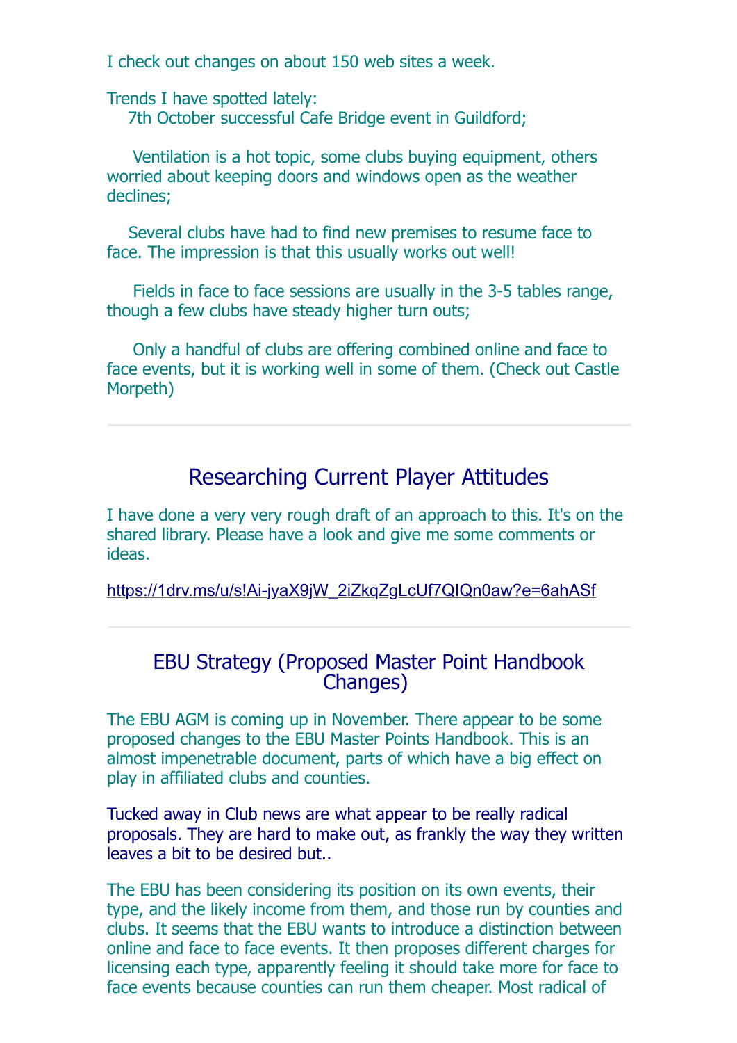I check out changes on about 150 web sites a week.

Trends I have spotted lately:

7th October successful Cafe Bridge event in Guildford;

Ventilation is a hot topic, some clubs buying equipment, others worried about keeping doors and windows open as the weather declines;

Several clubs have had to find new premises to resume face to face. The impression is that this usually works out well!

Fields in face to face sessions are usually in the 3-5 tables range, though a few clubs have steady higher turn outs;

Only a handful of clubs are offering combined online and face to face events, but it is working well in some of them. (Check out Castle Morpeth)

---

## Researching Current Player Attitudes

I have done a very very rough draft of an approach to this. It's on the shared library. Please have a look and give me some comments or ideas.

https://1drv.ms/u/s!Ai-jyaX9jW_2iZkqZgLcUf7QIQn0aw?e=6ahASf

---

## EBU Strategy (Proposed Master Point Handbook Changes)

The EBU AGM is coming up in November. There appear to be some proposed changes to the EBU Master Points Handbook. This is an almost impenetrable document, parts of which have a big effect on play in affiliated clubs and counties.

Tucked away in Club news are what appear to be really radical proposals. They are hard to make out, as frankly the way they written leaves a bit to be desired but..

The EBU has been considering its position on its own events, their type, and the likely income from them, and those run by counties and clubs. It seems that the EBU wants to introduce a distinction between online and face to face events. It then proposes different charges for licensing each type, apparently feeling it should take more for face to face events because counties can run them cheaper. Most radical of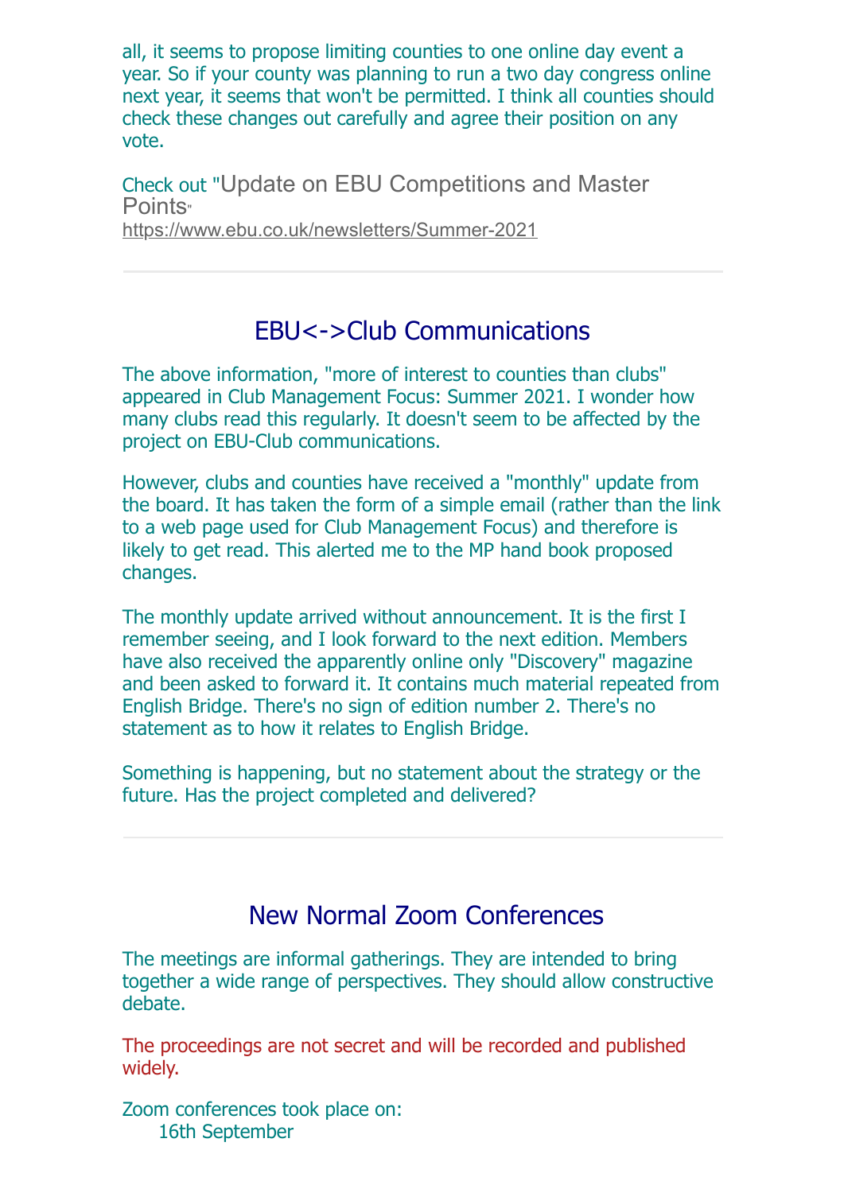all, it seems to propose limiting counties to one online day event a year. So if your county was planning to run a two day congress online next year, it seems that won't be permitted. I think all counties should check these changes out carefully and agree their position on any vote.

Check out "Update on EBU Competitions and Master Points"
https://www.ebu.co.uk/newsletters/Summer-2021

---

## EBU<->Club Communications

The above information, "more of interest to counties than clubs" appeared in Club Management Focus: Summer 2021. I wonder how many clubs read this regularly. It doesn't seem to be affected by the project on EBU-Club communications.

However, clubs and counties have received a "monthly" update from the board. It has taken the form of a simple email (rather than the link to a web page used for Club Management Focus) and therefore is likely to get read. This alerted me to the MP hand book proposed changes.

The monthly update arrived without announcement. It is the first I remember seeing, and I look forward to the next edition. Members have also received the apparently online only "Discovery" magazine and been asked to forward it. It contains much material repeated from English Bridge. There's no sign of edition number 2. There's no statement as to how it relates to English Bridge.

Something is happening, but no statement about the strategy or the future. Has the project completed and delivered?

---

## New Normal Zoom Conferences

The meetings are informal gatherings. They are intended to bring together a wide range of perspectives. They should allow constructive debate.

The proceedings are not secret and will be recorded and published widely.

Zoom conferences took place on:
    16th September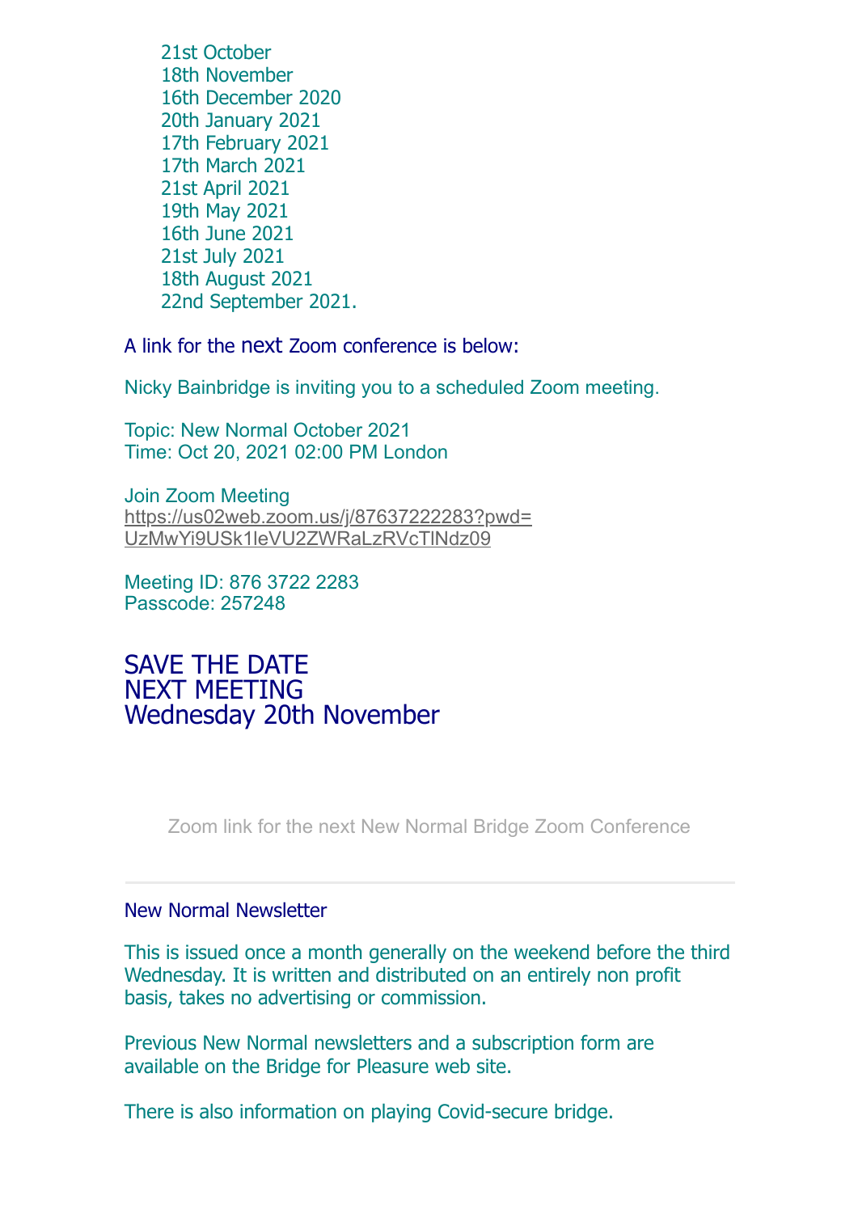21st October  
18th November  
16th December 2020  
20th January 2021  
17th February 2021  
17th March 2021  
21st April 2021  
19th May 2021  
16th June 2021  
21st July 2021  
18th August 2021  
22nd September 2021.

A link for the next Zoom conference is below:

Nicky Bainbridge is inviting you to a scheduled Zoom meeting.

Topic: New Normal October 2021  
Time: Oct 20, 2021 02:00 PM London

Join Zoom Meeting  
https://us02web.zoom.us/j/87637222283?pwd=UzMwYi9USk1leVU2ZWRaLzRVcTlNdz09

Meeting ID: 876 3722 2283  
Passcode: 257248

## SAVE THE DATE
## NEXT MEETING
## Wednesday 20th November

Zoom link for the next New Normal Bridge Zoom Conference

---

New Normal Newsletter

This is issued once a month generally on the weekend before the third Wednesday. It is written and distributed on an entirely non profit basis, takes no advertising or commission.

Previous New Normal newsletters and a subscription form are available on the Bridge for Pleasure web site.

There is also information on playing Covid-secure bridge.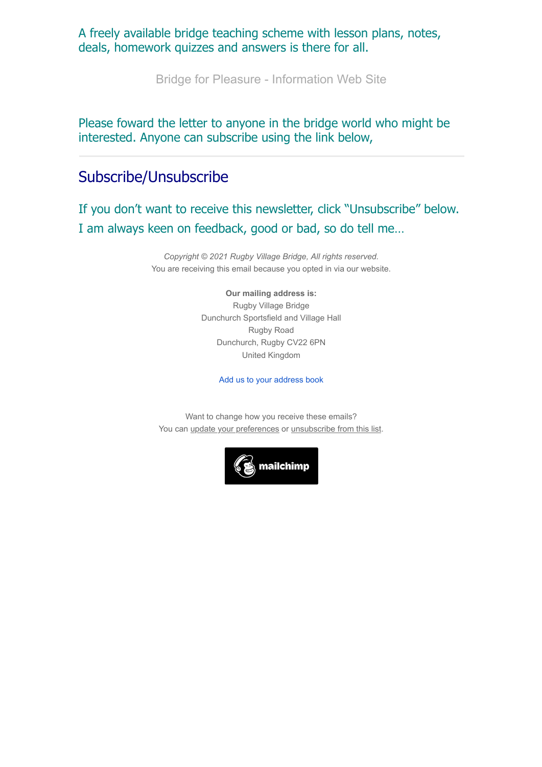A freely available bridge teaching scheme with lesson plans, notes, deals, homework quizzes and answers is there for all.

Bridge for Pleasure - Information Web Site

Please foward the letter to anyone in the bridge world who might be interested. Anyone can subscribe using the link below,

---

## Subscribe/Unsubscribe

If you don't want to receive this newsletter, click "Unsubscribe" below.

I am always keen on feedback, good or bad, so do tell me…

*Copyright © 2021 Rugby Village Bridge, All rights reserved.*
You are receiving this email because you opted in via our website.

**Our mailing address is:**
Rugby Village Bridge
Dunchurch Sportsfield and Village Hall
Rugby Road
Dunchurch, Rugby CV22 6PN
United Kingdom

Add us to your address book

Want to change how you receive these emails?
You can update your preferences or unsubscribe from this list.

mailchimp